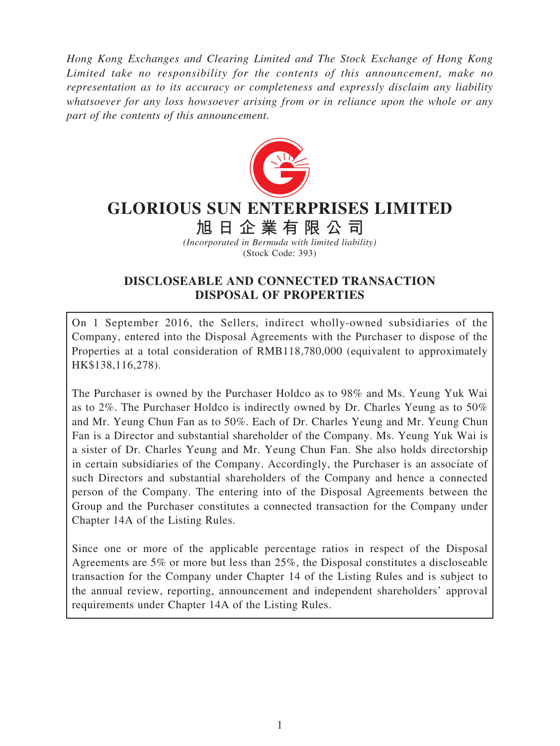*Hong Kong Exchanges and Clearing Limited and The Stock Exchange of Hong Kong Limited take no responsibility for the contents of this announcement, make no representation as to its accuracy or completeness and expressly disclaim any liability whatsoever for any loss howsoever arising from or in reliance upon the whole or any part of the contents of this announcement.*

# GLORIOUS SUN ENTERPRISES LIMITED

# 旭日企業有限公司

*(Incorporated in Bermuda with limited liability)*

(Stock Code: 393)

## DISCLOSEABLE AND CONNECTED TRANSACTION DISPOSAL OF PROPERTIES

On 1 September 2016, the Sellers, indirect wholly-owned subsidiaries of the Company, entered into the Disposal Agreements with the Purchaser to dispose of the Properties at a total consideration of RMB118,780,000 (equivalent to approximately HK$138,116,278).

The Purchaser is owned by the Purchaser Holdco as to 98% and Ms. Yeung Yuk Wai as to 2%. The Purchaser Holdco is indirectly owned by Dr. Charles Yeung as to 50% and Mr. Yeung Chun Fan as to 50%. Each of Dr. Charles Yeung and Mr. Yeung Chun Fan is a Director and substantial shareholder of the Company. Ms. Yeung Yuk Wai is a sister of Dr. Charles Yeung and Mr. Yeung Chun Fan. She also holds directorship in certain subsidiaries of the Company. Accordingly, the Purchaser is an associate of such Directors and substantial shareholders of the Company and hence a connected person of the Company. The entering into of the Disposal Agreements between the Group and the Purchaser constitutes a connected transaction for the Company under Chapter 14A of the Listing Rules.

Since one or more of the applicable percentage ratios in respect of the Disposal Agreements are 5% or more but less than 25%, the Disposal constitutes a discloseable transaction for the Company under Chapter 14 of the Listing Rules and is subject to the annual review, reporting, announcement and independent shareholders' approval requirements under Chapter 14A of the Listing Rules.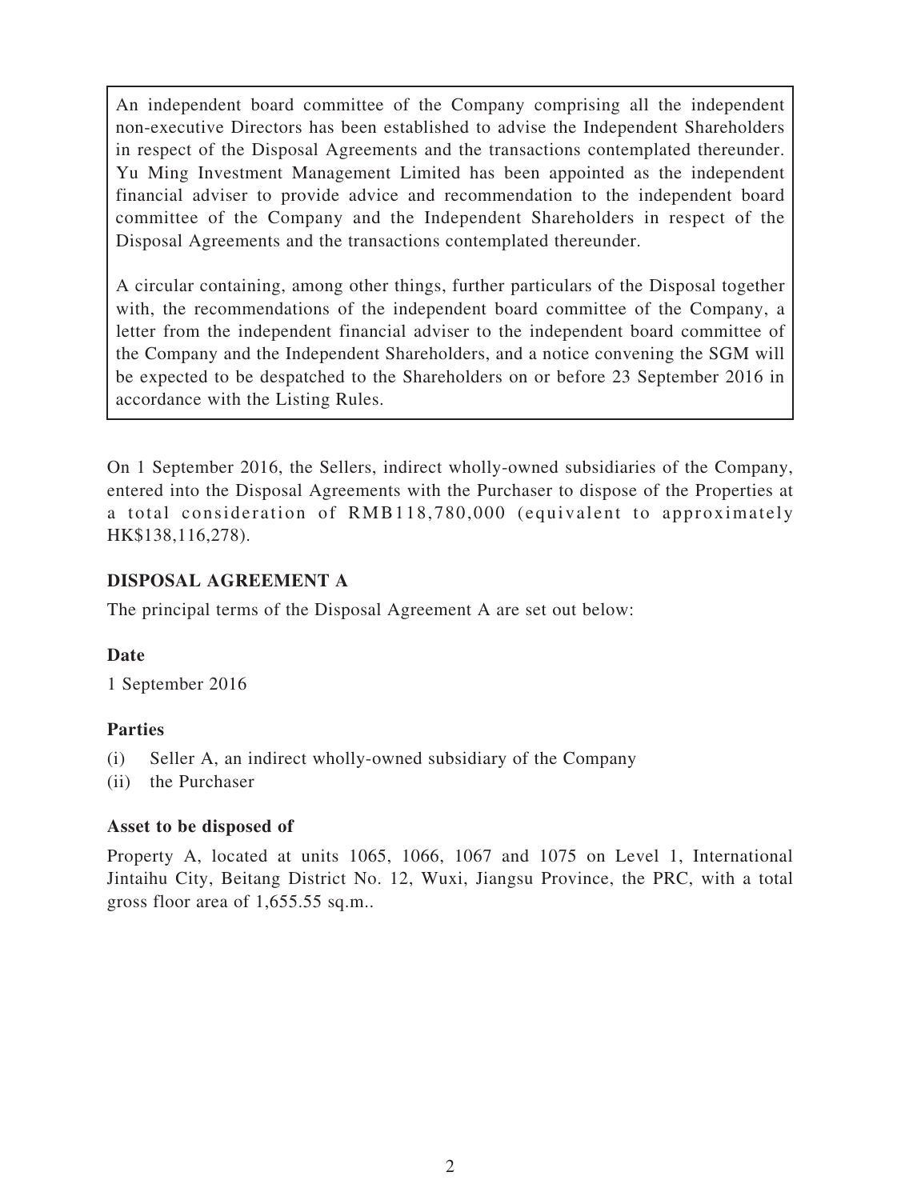An independent board committee of the Company comprising all the independent non-executive Directors has been established to advise the Independent Shareholders in respect of the Disposal Agreements and the transactions contemplated thereunder. Yu Ming Investment Management Limited has been appointed as the independent financial adviser to provide advice and recommendation to the independent board committee of the Company and the Independent Shareholders in respect of the Disposal Agreements and the transactions contemplated thereunder.

A circular containing, among other things, further particulars of the Disposal together with, the recommendations of the independent board committee of the Company, a letter from the independent financial adviser to the independent board committee of the Company and the Independent Shareholders, and a notice convening the SGM will be expected to be despatched to the Shareholders on or before 23 September 2016 in accordance with the Listing Rules.

On 1 September 2016, the Sellers, indirect wholly-owned subsidiaries of the Company, entered into the Disposal Agreements with the Purchaser to dispose of the Properties at a total consideration of RMB118,780,000 (equivalent to approximately HK$138,116,278).

## DISPOSAL AGREEMENT A

The principal terms of the Disposal Agreement A are set out below:

### Date

1 September 2016

### Parties

(i) Seller A, an indirect wholly-owned subsidiary of the Company
(ii) the Purchaser

### Asset to be disposed of

Property A, located at units 1065, 1066, 1067 and 1075 on Level 1, International Jintaihu City, Beitang District No. 12, Wuxi, Jiangsu Province, the PRC, with a total gross floor area of 1,655.55 sq.m..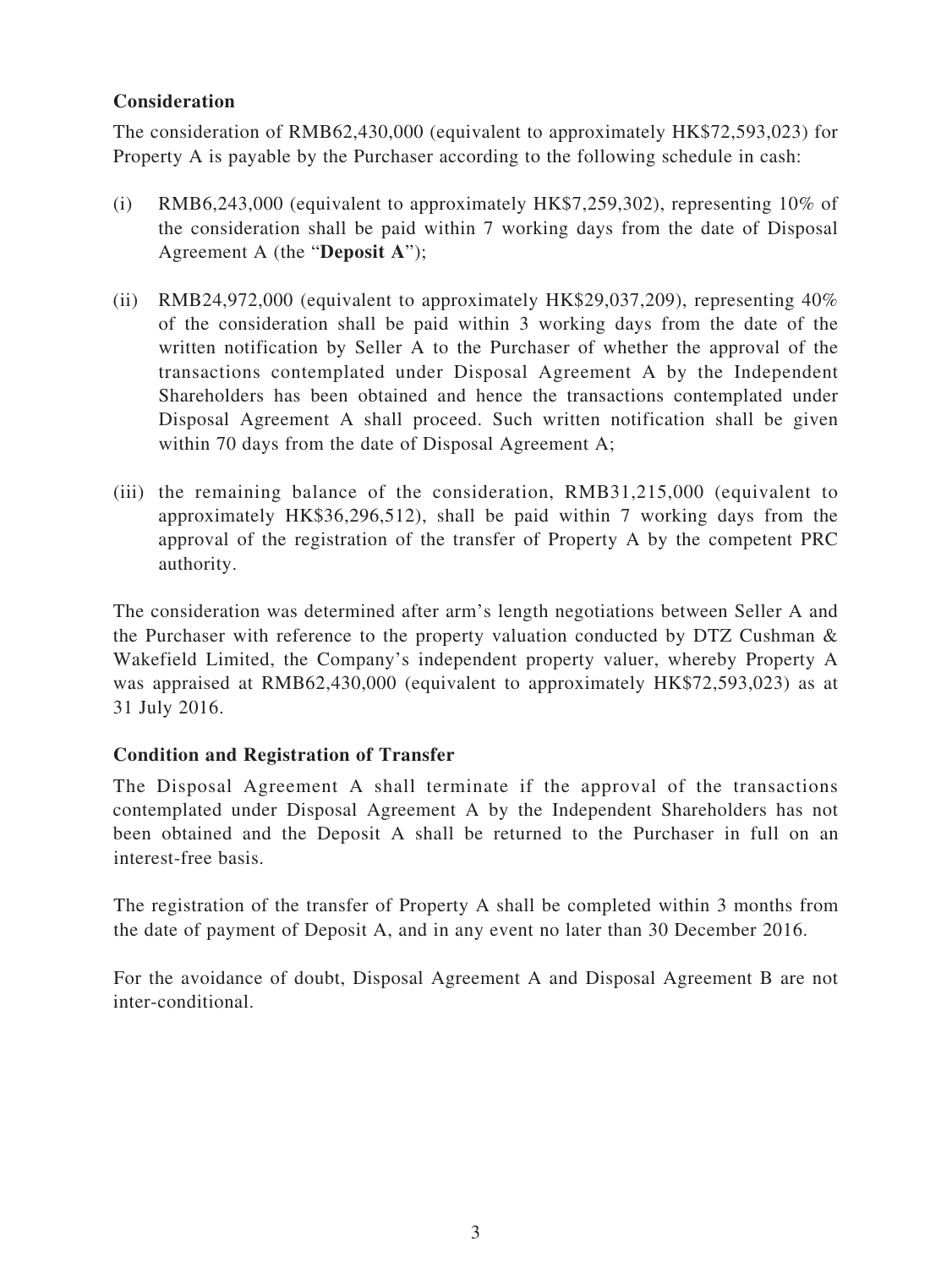### Consideration

The consideration of RMB62,430,000 (equivalent to approximately HK$72,593,023) for Property A is payable by the Purchaser according to the following schedule in cash:

(i) RMB6,243,000 (equivalent to approximately HK$7,259,302), representing 10% of the consideration shall be paid within 7 working days from the date of Disposal Agreement A (the "**Deposit A**");

(ii) RMB24,972,000 (equivalent to approximately HK$29,037,209), representing 40% of the consideration shall be paid within 3 working days from the date of the written notification by Seller A to the Purchaser of whether the approval of the transactions contemplated under Disposal Agreement A by the Independent Shareholders has been obtained and hence the transactions contemplated under Disposal Agreement A shall proceed. Such written notification shall be given within 70 days from the date of Disposal Agreement A;

(iii) the remaining balance of the consideration, RMB31,215,000 (equivalent to approximately HK$36,296,512), shall be paid within 7 working days from the approval of the registration of the transfer of Property A by the competent PRC authority.

The consideration was determined after arm's length negotiations between Seller A and the Purchaser with reference to the property valuation conducted by DTZ Cushman & Wakefield Limited, the Company's independent property valuer, whereby Property A was appraised at RMB62,430,000 (equivalent to approximately HK$72,593,023) as at 31 July 2016.

### Condition and Registration of Transfer

The Disposal Agreement A shall terminate if the approval of the transactions contemplated under Disposal Agreement A by the Independent Shareholders has not been obtained and the Deposit A shall be returned to the Purchaser in full on an interest-free basis.

The registration of the transfer of Property A shall be completed within 3 months from the date of payment of Deposit A, and in any event no later than 30 December 2016.

For the avoidance of doubt, Disposal Agreement A and Disposal Agreement B are not inter-conditional.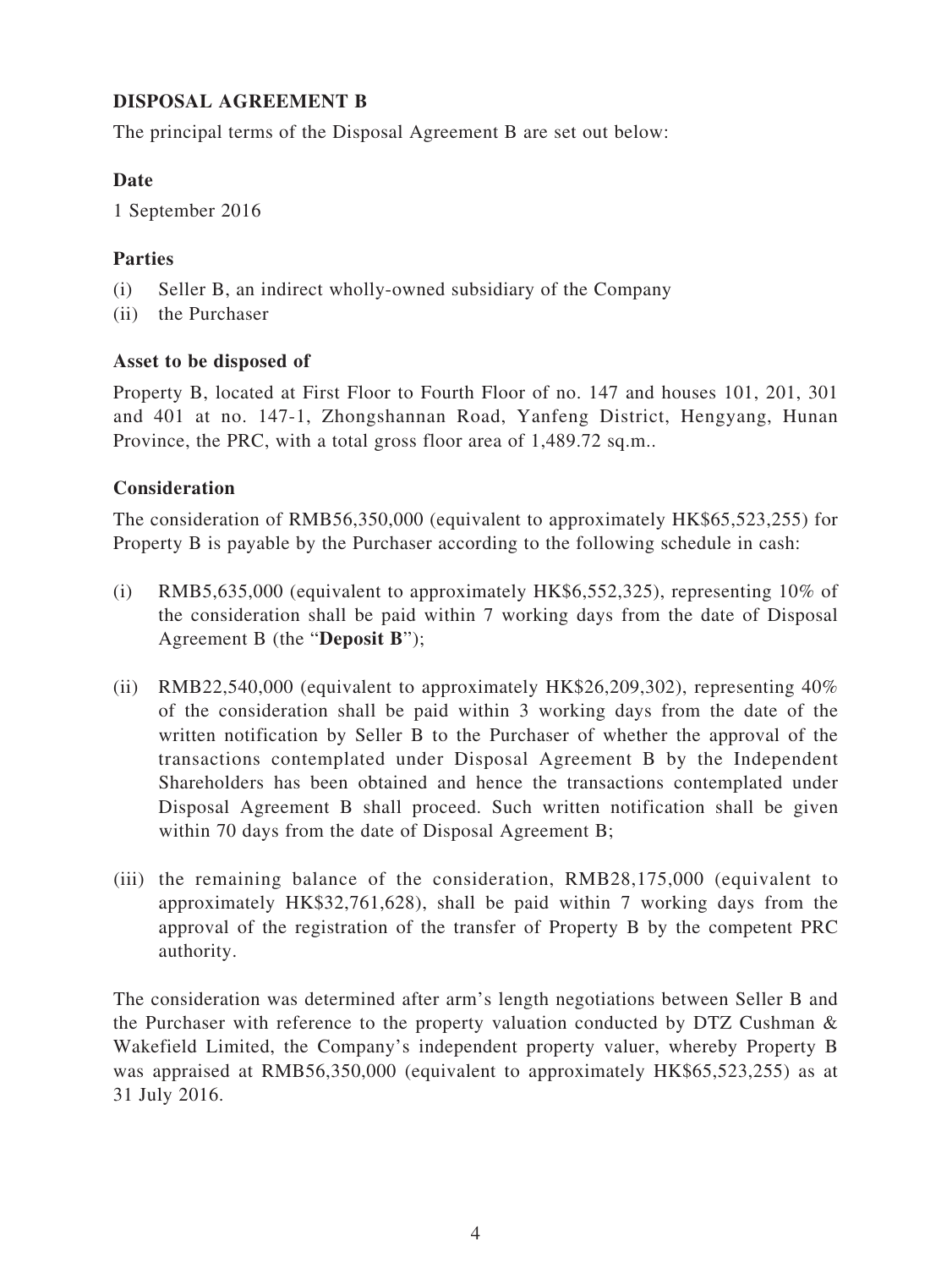## DISPOSAL AGREEMENT B

The principal terms of the Disposal Agreement B are set out below:

### Date

1 September 2016

### Parties

(i) Seller B, an indirect wholly-owned subsidiary of the Company

(ii) the Purchaser

### Asset to be disposed of

Property B, located at First Floor to Fourth Floor of no. 147 and houses 101, 201, 301 and 401 at no. 147-1, Zhongshannan Road, Yanfeng District, Hengyang, Hunan Province, the PRC, with a total gross floor area of 1,489.72 sq.m..

### Consideration

The consideration of RMB56,350,000 (equivalent to approximately HK$65,523,255) for Property B is payable by the Purchaser according to the following schedule in cash:

(i) RMB5,635,000 (equivalent to approximately HK$6,552,325), representing 10% of the consideration shall be paid within 7 working days from the date of Disposal Agreement B (the "**Deposit B**");

(ii) RMB22,540,000 (equivalent to approximately HK$26,209,302), representing 40% of the consideration shall be paid within 3 working days from the date of the written notification by Seller B to the Purchaser of whether the approval of the transactions contemplated under Disposal Agreement B by the Independent Shareholders has been obtained and hence the transactions contemplated under Disposal Agreement B shall proceed. Such written notification shall be given within 70 days from the date of Disposal Agreement B;

(iii) the remaining balance of the consideration, RMB28,175,000 (equivalent to approximately HK$32,761,628), shall be paid within 7 working days from the approval of the registration of the transfer of Property B by the competent PRC authority.

The consideration was determined after arm's length negotiations between Seller B and the Purchaser with reference to the property valuation conducted by DTZ Cushman & Wakefield Limited, the Company's independent property valuer, whereby Property B was appraised at RMB56,350,000 (equivalent to approximately HK$65,523,255) as at 31 July 2016.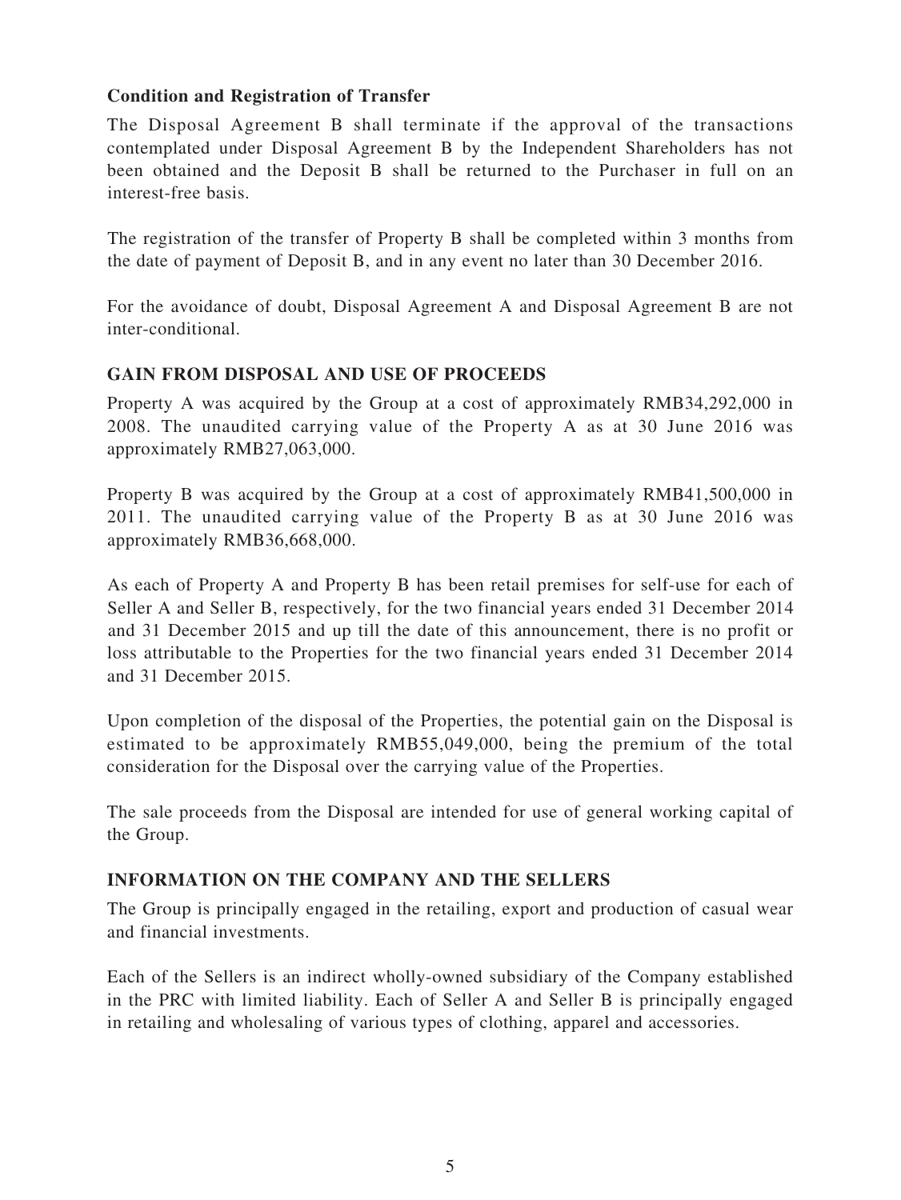**Condition and Registration of Transfer**

The Disposal Agreement B shall terminate if the approval of the transactions contemplated under Disposal Agreement B by the Independent Shareholders has not been obtained and the Deposit B shall be returned to the Purchaser in full on an interest-free basis.

The registration of the transfer of Property B shall be completed within 3 months from the date of payment of Deposit B, and in any event no later than 30 December 2016.

For the avoidance of doubt, Disposal Agreement A and Disposal Agreement B are not inter-conditional.

## GAIN FROM DISPOSAL AND USE OF PROCEEDS

Property A was acquired by the Group at a cost of approximately RMB34,292,000 in 2008. The unaudited carrying value of the Property A as at 30 June 2016 was approximately RMB27,063,000.

Property B was acquired by the Group at a cost of approximately RMB41,500,000 in 2011. The unaudited carrying value of the Property B as at 30 June 2016 was approximately RMB36,668,000.

As each of Property A and Property B has been retail premises for self-use for each of Seller A and Seller B, respectively, for the two financial years ended 31 December 2014 and 31 December 2015 and up till the date of this announcement, there is no profit or loss attributable to the Properties for the two financial years ended 31 December 2014 and 31 December 2015.

Upon completion of the disposal of the Properties, the potential gain on the Disposal is estimated to be approximately RMB55,049,000, being the premium of the total consideration for the Disposal over the carrying value of the Properties.

The sale proceeds from the Disposal are intended for use of general working capital of the Group.

## INFORMATION ON THE COMPANY AND THE SELLERS

The Group is principally engaged in the retailing, export and production of casual wear and financial investments.

Each of the Sellers is an indirect wholly-owned subsidiary of the Company established in the PRC with limited liability. Each of Seller A and Seller B is principally engaged in retailing and wholesaling of various types of clothing, apparel and accessories.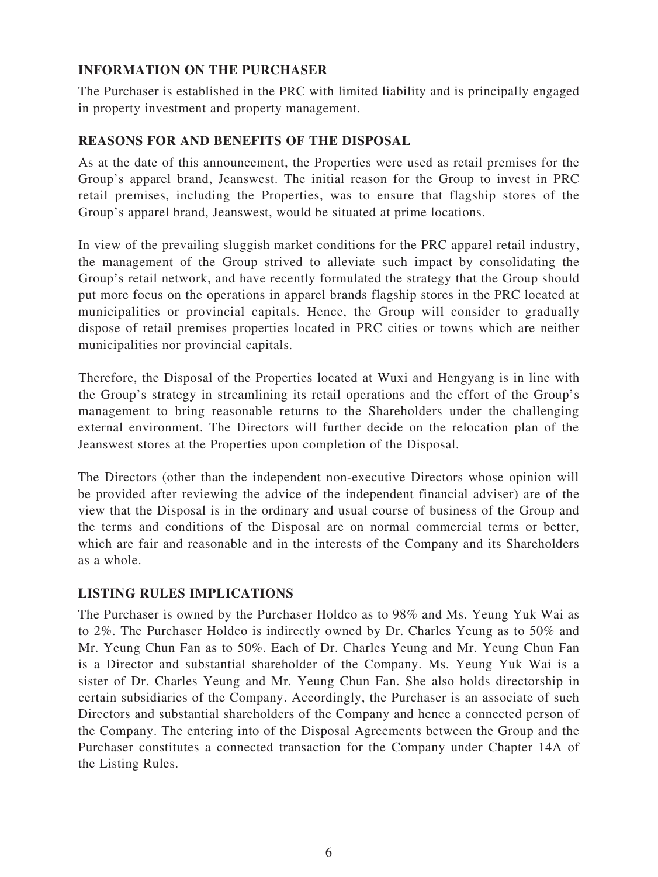## INFORMATION ON THE PURCHASER

The Purchaser is established in the PRC with limited liability and is principally engaged in property investment and property management.

## REASONS FOR AND BENEFITS OF THE DISPOSAL

As at the date of this announcement, the Properties were used as retail premises for the Group's apparel brand, Jeanswest. The initial reason for the Group to invest in PRC retail premises, including the Properties, was to ensure that flagship stores of the Group's apparel brand, Jeanswest, would be situated at prime locations.

In view of the prevailing sluggish market conditions for the PRC apparel retail industry, the management of the Group strived to alleviate such impact by consolidating the Group's retail network, and have recently formulated the strategy that the Group should put more focus on the operations in apparel brands flagship stores in the PRC located at municipalities or provincial capitals. Hence, the Group will consider to gradually dispose of retail premises properties located in PRC cities or towns which are neither municipalities nor provincial capitals.

Therefore, the Disposal of the Properties located at Wuxi and Hengyang is in line with the Group's strategy in streamlining its retail operations and the effort of the Group's management to bring reasonable returns to the Shareholders under the challenging external environment. The Directors will further decide on the relocation plan of the Jeanswest stores at the Properties upon completion of the Disposal.

The Directors (other than the independent non-executive Directors whose opinion will be provided after reviewing the advice of the independent financial adviser) are of the view that the Disposal is in the ordinary and usual course of business of the Group and the terms and conditions of the Disposal are on normal commercial terms or better, which are fair and reasonable and in the interests of the Company and its Shareholders as a whole.

## LISTING RULES IMPLICATIONS

The Purchaser is owned by the Purchaser Holdco as to 98% and Ms. Yeung Yuk Wai as to 2%. The Purchaser Holdco is indirectly owned by Dr. Charles Yeung as to 50% and Mr. Yeung Chun Fan as to 50%. Each of Dr. Charles Yeung and Mr. Yeung Chun Fan is a Director and substantial shareholder of the Company. Ms. Yeung Yuk Wai is a sister of Dr. Charles Yeung and Mr. Yeung Chun Fan. She also holds directorship in certain subsidiaries of the Company. Accordingly, the Purchaser is an associate of such Directors and substantial shareholders of the Company and hence a connected person of the Company. The entering into of the Disposal Agreements between the Group and the Purchaser constitutes a connected transaction for the Company under Chapter 14A of the Listing Rules.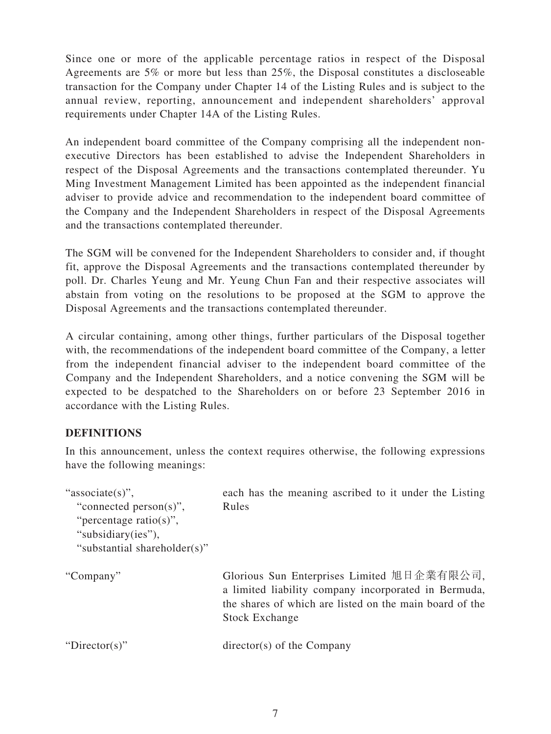Since one or more of the applicable percentage ratios in respect of the Disposal Agreements are 5% or more but less than 25%, the Disposal constitutes a discloseable transaction for the Company under Chapter 14 of the Listing Rules and is subject to the annual review, reporting, announcement and independent shareholders' approval requirements under Chapter 14A of the Listing Rules.

An independent board committee of the Company comprising all the independent non-executive Directors has been established to advise the Independent Shareholders in respect of the Disposal Agreements and the transactions contemplated thereunder. Yu Ming Investment Management Limited has been appointed as the independent financial adviser to provide advice and recommendation to the independent board committee of the Company and the Independent Shareholders in respect of the Disposal Agreements and the transactions contemplated thereunder.

The SGM will be convened for the Independent Shareholders to consider and, if thought fit, approve the Disposal Agreements and the transactions contemplated thereunder by poll. Dr. Charles Yeung and Mr. Yeung Chun Fan and their respective associates will abstain from voting on the resolutions to be proposed at the SGM to approve the Disposal Agreements and the transactions contemplated thereunder.

A circular containing, among other things, further particulars of the Disposal together with, the recommendations of the independent board committee of the Company, a letter from the independent financial adviser to the independent board committee of the Company and the Independent Shareholders, and a notice convening the SGM will be expected to be despatched to the Shareholders on or before 23 September 2016 in accordance with the Listing Rules.

## DEFINITIONS

In this announcement, unless the context requires otherwise, the following expressions have the following meanings:

| | |
|---|---|
| "associate(s)", "connected person(s)", "percentage ratio(s)", "subsidiary(ies"), "substantial shareholder(s)" | each has the meaning ascribed to it under the Listing Rules |
| "Company" | Glorious Sun Enterprises Limited 旭日企業有限公司, a limited liability company incorporated in Bermuda, the shares of which are listed on the main board of the Stock Exchange |
| "Director(s)" | director(s) of the Company |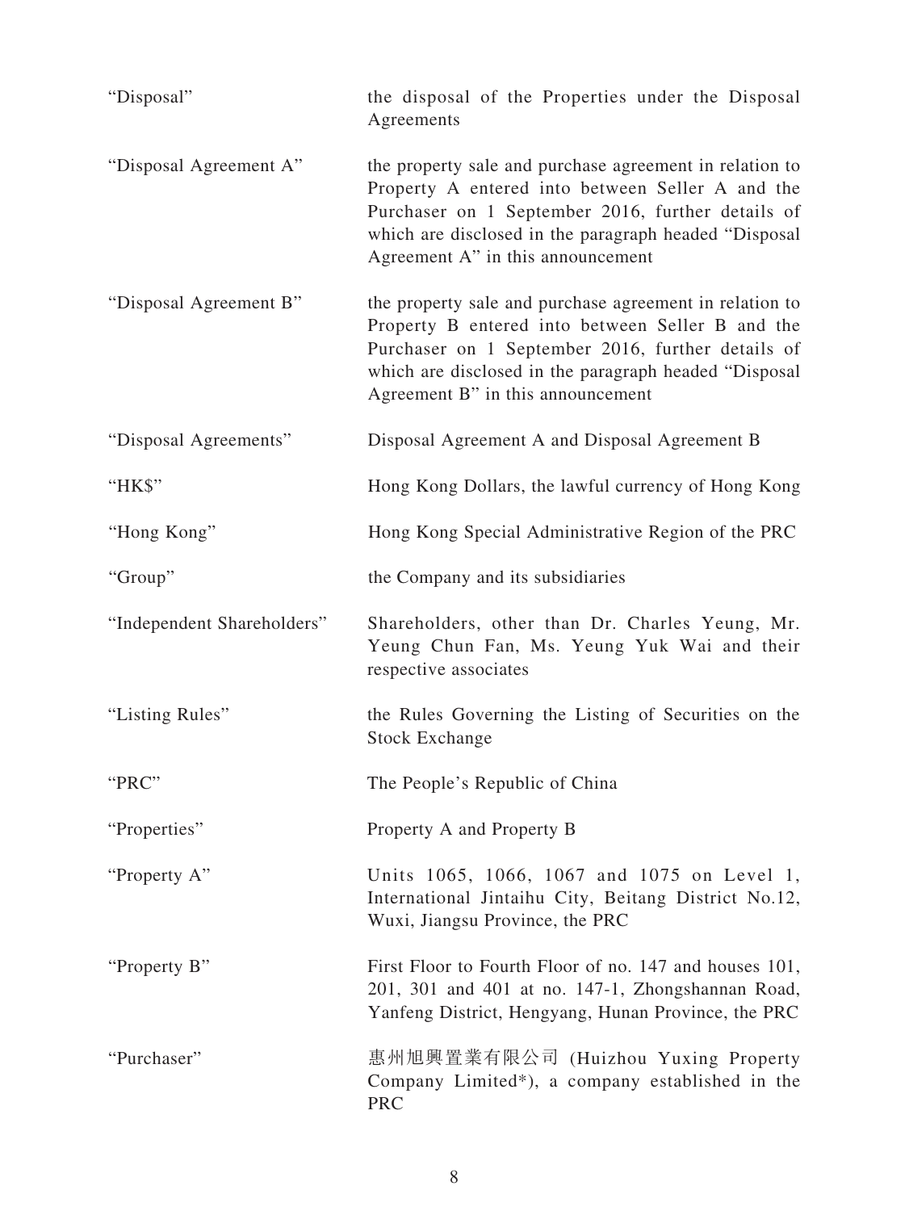| | |
|---|---|
| "Disposal" | the disposal of the Properties under the Disposal Agreements |
| "Disposal Agreement A" | the property sale and purchase agreement in relation to Property A entered into between Seller A and the Purchaser on 1 September 2016, further details of which are disclosed in the paragraph headed "Disposal Agreement A" in this announcement |
| "Disposal Agreement B" | the property sale and purchase agreement in relation to Property B entered into between Seller B and the Purchaser on 1 September 2016, further details of which are disclosed in the paragraph headed "Disposal Agreement B" in this announcement |
| "Disposal Agreements" | Disposal Agreement A and Disposal Agreement B |
| "HK$" | Hong Kong Dollars, the lawful currency of Hong Kong |
| "Hong Kong" | Hong Kong Special Administrative Region of the PRC |
| "Group" | the Company and its subsidiaries |
| "Independent Shareholders" | Shareholders, other than Dr. Charles Yeung, Mr. Yeung Chun Fan, Ms. Yeung Yuk Wai and their respective associates |
| "Listing Rules" | the Rules Governing the Listing of Securities on the Stock Exchange |
| "PRC" | The People's Republic of China |
| "Properties" | Property A and Property B |
| "Property A" | Units 1065, 1066, 1067 and 1075 on Level 1, International Jintaihu City, Beitang District No.12, Wuxi, Jiangsu Province, the PRC |
| "Property B" | First Floor to Fourth Floor of no. 147 and houses 101, 201, 301 and 401 at no. 147-1, Zhongshannan Road, Yanfeng District, Hengyang, Hunan Province, the PRC |
| "Purchaser" | 惠州旭興置業有限公司 (Huizhou Yuxing Property Company Limited*), a company established in the PRC |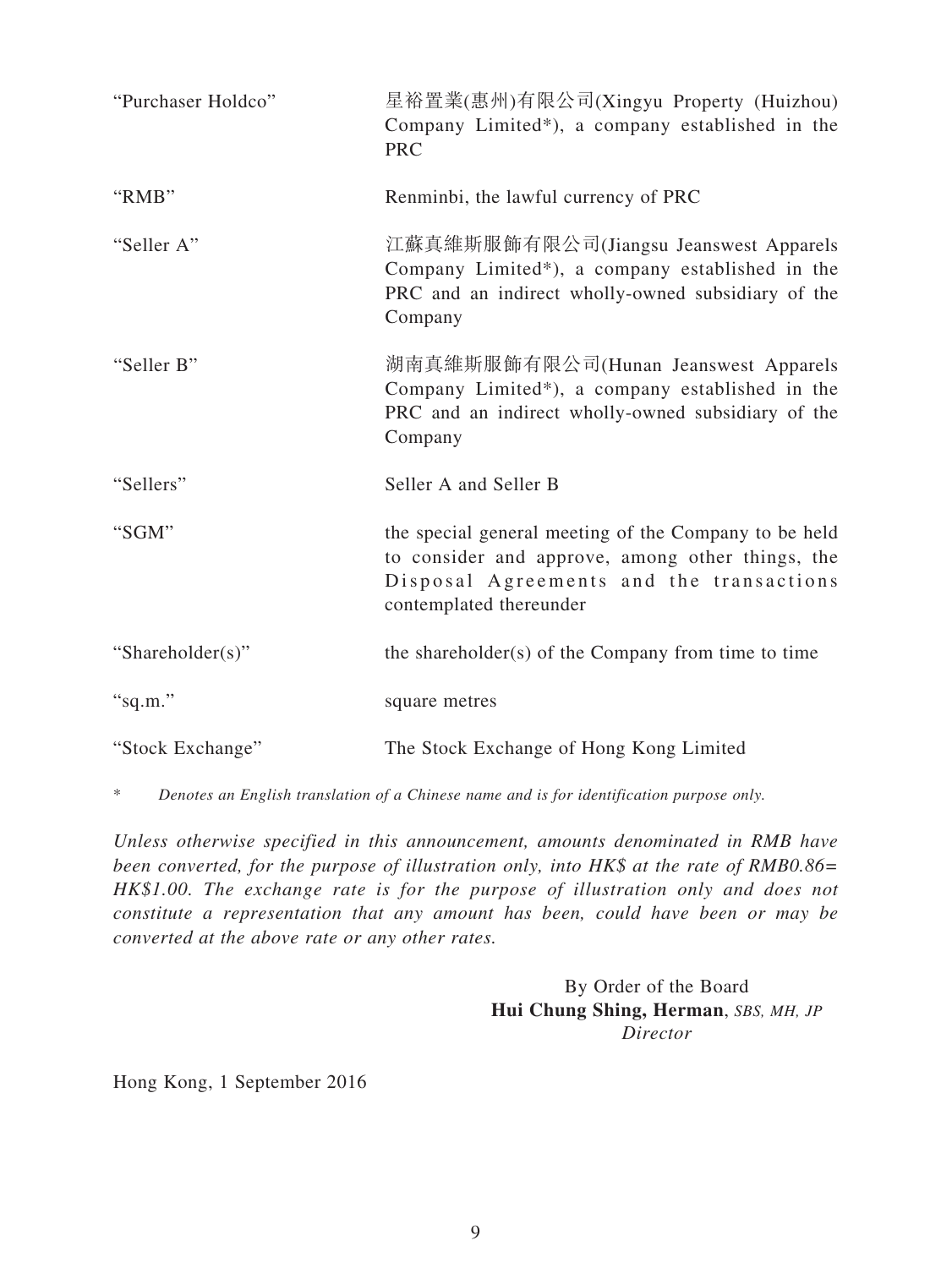| | |
|---|---|
| "Purchaser Holdco" | 星裕置業(惠州)有限公司(Xingyu Property (Huizhou) Company Limited*), a company established in the PRC |
| "RMB" | Renminbi, the lawful currency of PRC |
| "Seller A" | 江蘇真維斯服飾有限公司(Jiangsu Jeanswest Apparels Company Limited*), a company established in the PRC and an indirect wholly-owned subsidiary of the Company |
| "Seller B" | 湖南真維斯服飾有限公司(Hunan Jeanswest Apparels Company Limited*), a company established in the PRC and an indirect wholly-owned subsidiary of the Company |
| "Sellers" | Seller A and Seller B |
| "SGM" | the special general meeting of the Company to be held to consider and approve, among other things, the Disposal Agreements and the transactions contemplated thereunder |
| "Shareholder(s)" | the shareholder(s) of the Company from time to time |
| "sq.m." | square metres |
| "Stock Exchange" | The Stock Exchange of Hong Kong Limited |

\* *Denotes an English translation of a Chinese name and is for identification purpose only.*

*Unless otherwise specified in this announcement, amounts denominated in RMB have been converted, for the purpose of illustration only, into HK$ at the rate of RMB0.86= HK$1.00. The exchange rate is for the purpose of illustration only and does not constitute a representation that any amount has been, could have been or may be converted at the above rate or any other rates.*

By Order of the Board
**Hui Chung Shing, Herman**, *SBS, MH, JP*
*Director*

Hong Kong, 1 September 2016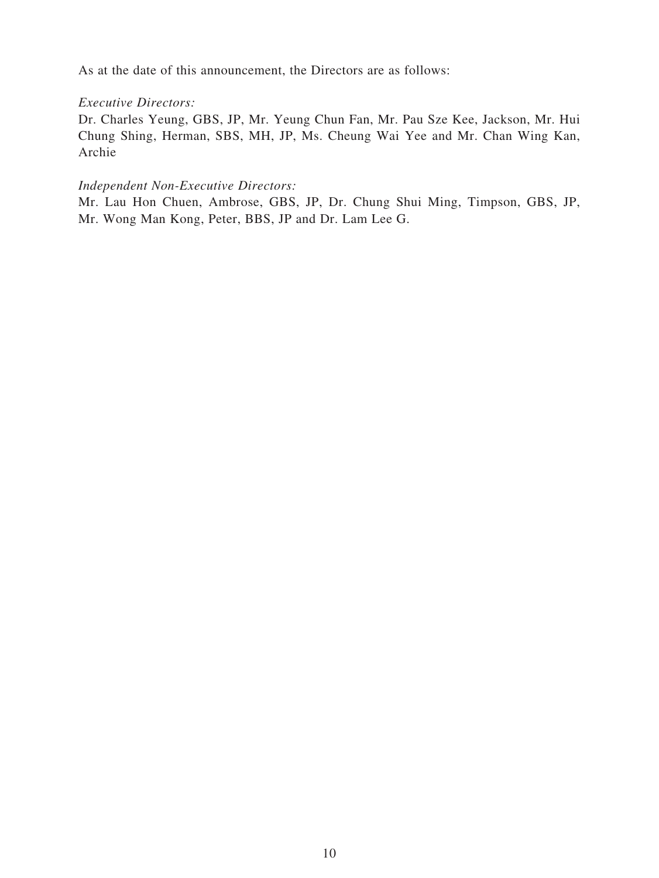As at the date of this announcement, the Directors are as follows:

*Executive Directors:*
Dr. Charles Yeung, GBS, JP, Mr. Yeung Chun Fan, Mr. Pau Sze Kee, Jackson, Mr. Hui Chung Shing, Herman, SBS, MH, JP, Ms. Cheung Wai Yee and Mr. Chan Wing Kan, Archie

*Independent Non-Executive Directors:*
Mr. Lau Hon Chuen, Ambrose, GBS, JP, Dr. Chung Shui Ming, Timpson, GBS, JP, Mr. Wong Man Kong, Peter, BBS, JP and Dr. Lam Lee G.